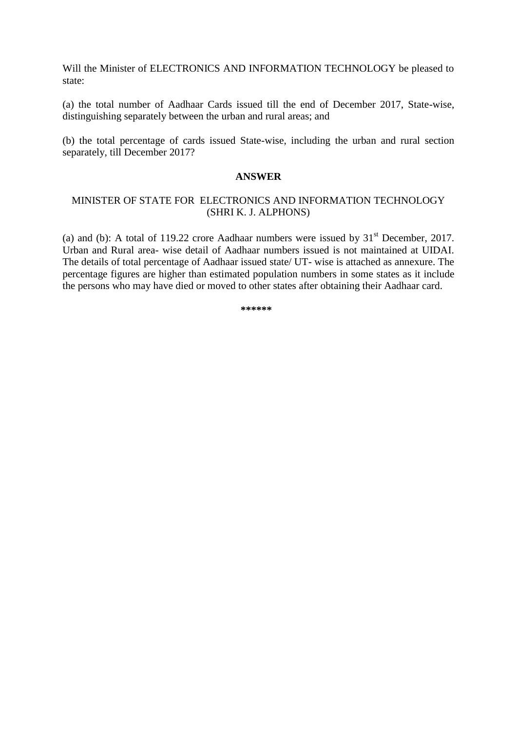Will the Minister of ELECTRONICS AND INFORMATION TECHNOLOGY be pleased to state:

(a) the total number of Aadhaar Cards issued till the end of December 2017, State-wise, distinguishing separately between the urban and rural areas; and

(b) the total percentage of cards issued State-wise, including the urban and rural section separately, till December 2017?

**ANSWER**

MINISTER OF STATE FOR ELECTRONICS AND INFORMATION TECHNOLOGY
(SHRI K. J. ALPHONS)

(a) and (b): A total of 119.22 crore Aadhaar numbers were issued by 31st December, 2017. Urban and Rural area- wise detail of Aadhaar numbers issued is not maintained at UIDAI. The details of total percentage of Aadhaar issued state/ UT- wise is attached as annexure. The percentage figures are higher than estimated population numbers in some states as it include the persons who may have died or moved to other states after obtaining their Aadhaar card.

******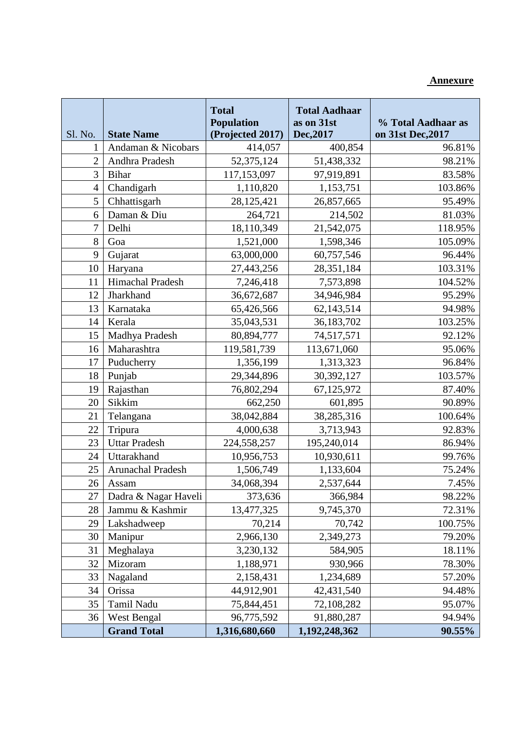**Annexure**

| Sl. No. | State Name | Total Population (Projected 2017) | Total Aadhaar as on 31st Dec,2017 | % Total Aadhaar as on 31st Dec,2017 |
|---|---|---|---|---|
| 1 | Andaman & Nicobars | 414,057 | 400,854 | 96.81% |
| 2 | Andhra Pradesh | 52,375,124 | 51,438,332 | 98.21% |
| 3 | Bihar | 117,153,097 | 97,919,891 | 83.58% |
| 4 | Chandigarh | 1,110,820 | 1,153,751 | 103.86% |
| 5 | Chhattisgarh | 28,125,421 | 26,857,665 | 95.49% |
| 6 | Daman & Diu | 264,721 | 214,502 | 81.03% |
| 7 | Delhi | 18,110,349 | 21,542,075 | 118.95% |
| 8 | Goa | 1,521,000 | 1,598,346 | 105.09% |
| 9 | Gujarat | 63,000,000 | 60,757,546 | 96.44% |
| 10 | Haryana | 27,443,256 | 28,351,184 | 103.31% |
| 11 | Himachal Pradesh | 7,246,418 | 7,573,898 | 104.52% |
| 12 | Jharkhand | 36,672,687 | 34,946,984 | 95.29% |
| 13 | Karnataka | 65,426,566 | 62,143,514 | 94.98% |
| 14 | Kerala | 35,043,531 | 36,183,702 | 103.25% |
| 15 | Madhya Pradesh | 80,894,777 | 74,517,571 | 92.12% |
| 16 | Maharashtra | 119,581,739 | 113,671,060 | 95.06% |
| 17 | Puducherry | 1,356,199 | 1,313,323 | 96.84% |
| 18 | Punjab | 29,344,896 | 30,392,127 | 103.57% |
| 19 | Rajasthan | 76,802,294 | 67,125,972 | 87.40% |
| 20 | Sikkim | 662,250 | 601,895 | 90.89% |
| 21 | Telangana | 38,042,884 | 38,285,316 | 100.64% |
| 22 | Tripura | 4,000,638 | 3,713,943 | 92.83% |
| 23 | Uttar Pradesh | 224,558,257 | 195,240,014 | 86.94% |
| 24 | Uttarakhand | 10,956,753 | 10,930,611 | 99.76% |
| 25 | Arunachal Pradesh | 1,506,749 | 1,133,604 | 75.24% |
| 26 | Assam | 34,068,394 | 2,537,644 | 7.45% |
| 27 | Dadra & Nagar Haveli | 373,636 | 366,984 | 98.22% |
| 28 | Jammu & Kashmir | 13,477,325 | 9,745,370 | 72.31% |
| 29 | Lakshadweep | 70,214 | 70,742 | 100.75% |
| 30 | Manipur | 2,966,130 | 2,349,273 | 79.20% |
| 31 | Meghalaya | 3,230,132 | 584,905 | 18.11% |
| 32 | Mizoram | 1,188,971 | 930,966 | 78.30% |
| 33 | Nagaland | 2,158,431 | 1,234,689 | 57.20% |
| 34 | Orissa | 44,912,901 | 42,431,540 | 94.48% |
| 35 | Tamil Nadu | 75,844,451 | 72,108,282 | 95.07% |
| 36 | West Bengal | 96,775,592 | 91,880,287 | 94.94% |
| | **Grand Total** | **1,316,680,660** | **1,192,248,362** | **90.55%** |